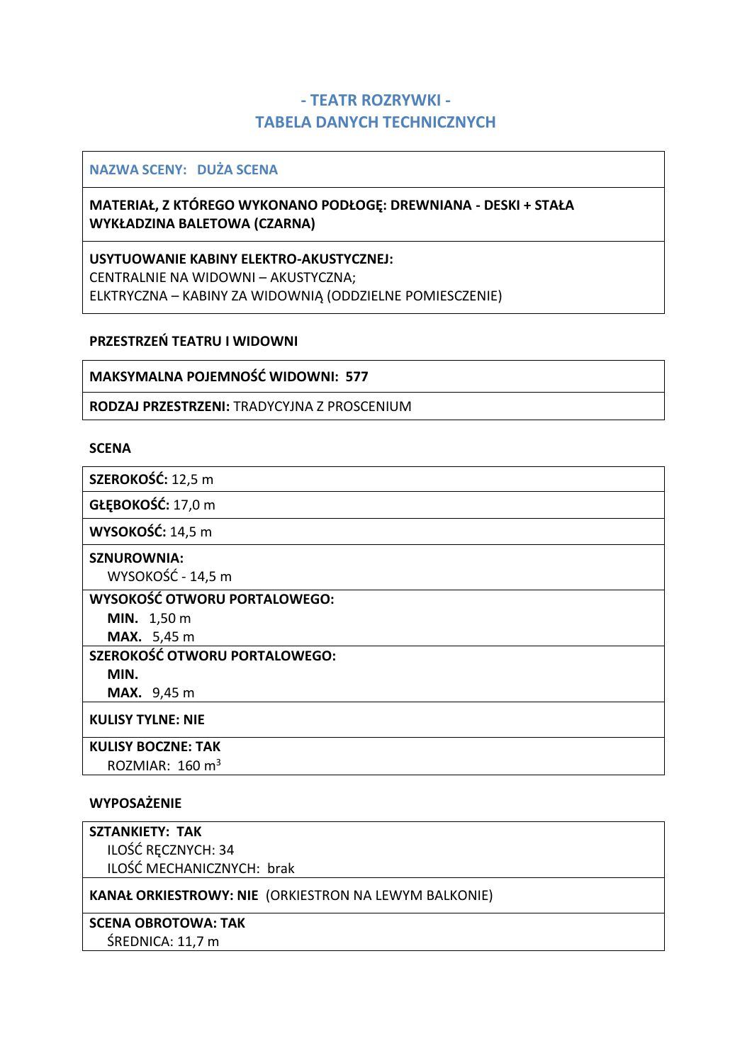# - TEATR ROZRYWKI -
# TABELA DANYCH TECHNICZNYCH

| NAZWA SCENY: DUŻA SCENA |
| --- |
| **MATERIAŁ, Z KTÓREGO WYKONANO PODŁOGĘ: DREWNIANA - DESKI + STAŁA WYKŁADZINA BALETOWA (CZARNA)** |
| **USYTUOWANIE KABINY ELEKTRO-AKUSTYCZNEJ:** CENTRALNIE NA WIDOWNI – AKUSTYCZNA; ELKTRYCZNA – KABINY ZA WIDOWNIĄ (ODDZIELNE POMIESZCZENIE) |

**PRZESTRZEŃ TEATRU I WIDOWNI**

| MAKSYMALNA POJEMNOŚĆ WIDOWNI: 577 |
| --- |
| **RODZAJ PRZESTRZENI:** TRADYCYJNA Z PROSCENIUM |

**SCENA**

| SZEROKOŚĆ: 12,5 m |
| --- |
| **GŁĘBOKOŚĆ:** 17,0 m |
| **WYSOKOŚĆ:** 14,5 m |
| **SZNUROWNIA:** WYSOKOŚĆ - 14,5 m |
| **WYSOKOŚĆ OTWORU PORTALOWEGO:** **MIN.** 1,50 m **MAX.** 5,45 m |
| **SZEROKOŚĆ OTWORU PORTALOWEGO:** **MIN.** **MAX.** 9,45 m |
| **KULISY TYLNE: NIE** |
| **KULISY BOCZNE: TAK** ROZMIAR: 160 $m^3$ |

**WYPOSAŻENIE**

| SZTANKIETY: TAK ILOŚĆ RĘCZNYCH: 34 ILOŚĆ MECHANICZNYCH: brak |
| --- |
| **KANAŁ ORKIESTROWY: NIE** (ORKIESTRON NA LEWYM BALKONIE) |
| **SCENA OBROTOWA: TAK** ŚREDNICA: 11,7 m |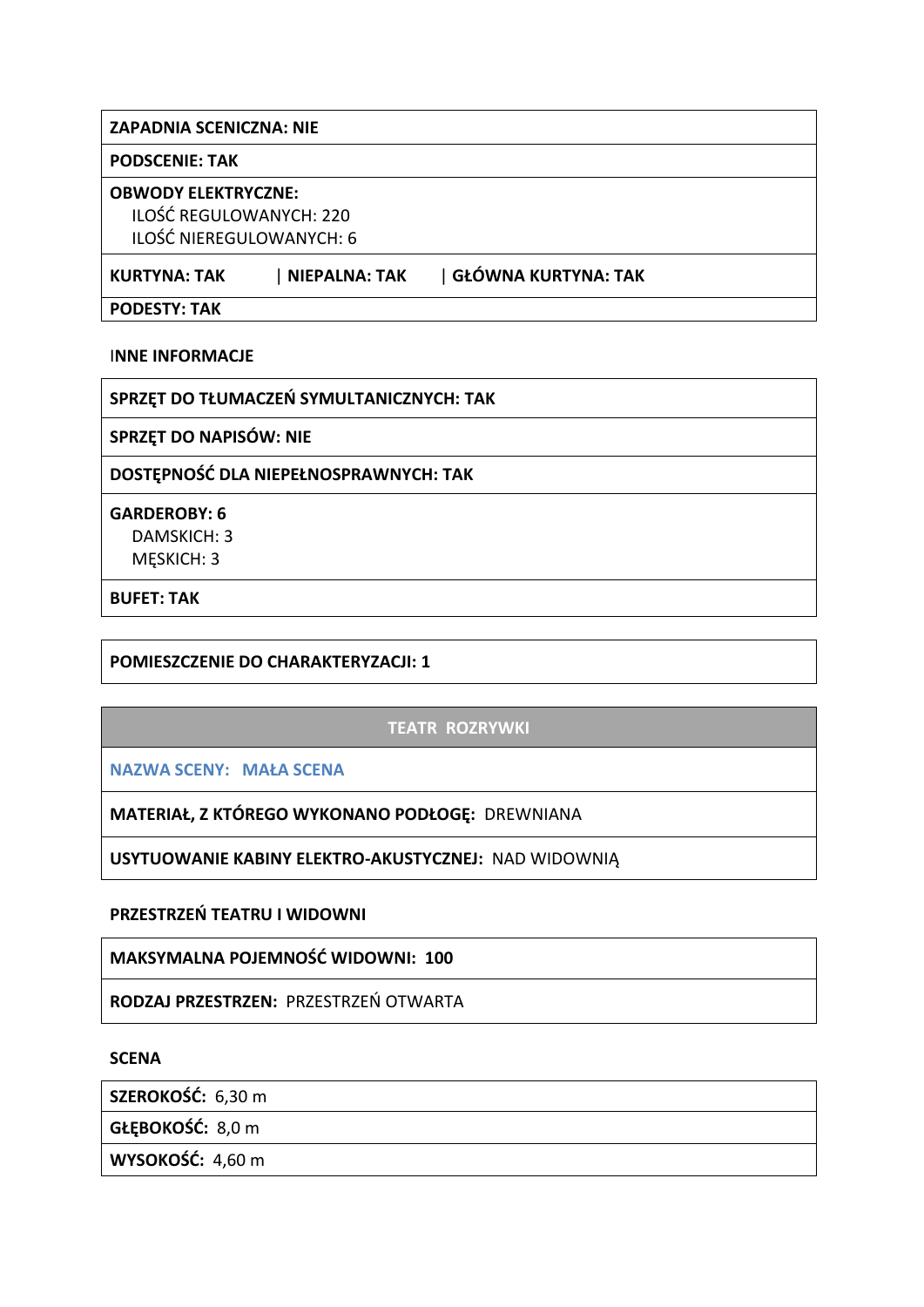| ZAPADNIA SCENICZNA: NIE |
|---|
| **PODSCENIE: TAK** |
| **OBWODY ELEKTRYCZNE:**<br>ILOŚĆ REGULOWANYCH: 220<br>ILOŚĆ NIEREGULOWANYCH: 6 |
| **KURTYNA: TAK** \| **NIEPALNA: TAK** \| **GŁÓWNA KURTYNA: TAK** |
| **PODESTY: TAK** |

**INNE INFORMACJE**

| SPRZĘT DO TŁUMACZEŃ SYMULTANICZNYCH: TAK |
|---|
| **SPRZĘT DO NAPISÓW: NIE** |
| **DOSTĘPNOŚĆ DLA NIEPEŁNOSPRAWNYCH: TAK** |
| **GARDEROBY: 6**<br>DAMSKICH: 3<br>MĘSKICH: 3 |
| **BUFET: TAK** |

| POMIESZCZENIE DO CHARAKTERYZACJI: 1 |
|---|

| TEATR ROZRYWKI |
|---|
| **NAZWA SCENY: MAŁA SCENA** |
| **MATERIAŁ, Z KTÓREGO WYKONANO PODŁOGĘ:** DREWNIANA |
| **USYTUOWANIE KABINY ELEKTRO-AKUSTYCZNEJ:** NAD WIDOWNIĄ |

**PRZESTRZEŃ TEATRU I WIDOWNI**

| MAKSYMALNA POJEMNOŚĆ WIDOWNI: 100 |
|---|
| **RODZAJ PRZESTRZEN:** PRZESTRZEŃ OTWARTA |

**SCENA**

| SZEROKOŚĆ: 6,30 m |
|---|
| **GŁĘBOKOŚĆ:** 8,0 m |
| **WYSOKOŚĆ:** 4,60 m |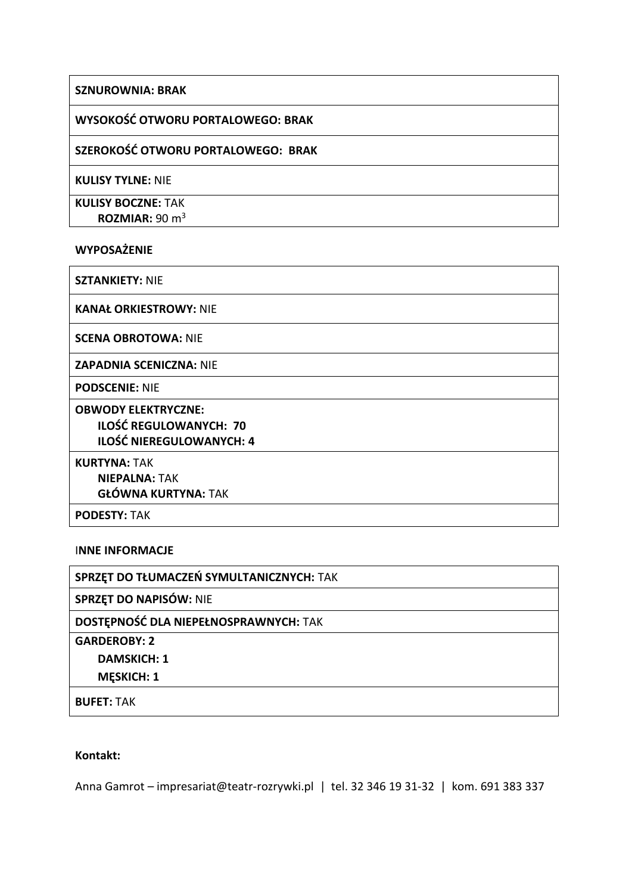| |
|---|
| **SZNUROWNIA: BRAK** |
| **WYSOKOŚĆ OTWORU PORTALOWEGO: BRAK** |
| **SZEROKOŚĆ OTWORU PORTALOWEGO: BRAK** |
| **KULISY TYLNE:** NIE |
| **KULISY BOCZNE:** TAK<br>**ROZMIAR:** 90 $m^3$ |

**WYPOSAŻENIE**

| |
|---|
| **SZTANKIETY:** NIE |
| **KANAŁ ORKIESTROWY:** NIE |
| **SCENA OBROTOWA:** NIE |
| **ZAPADNIA SCENICZNA:** NIE |
| **PODSCENIE:** NIE |
| **OBWODY ELEKTRYCZNE:**<br>**ILOŚĆ REGULOWANYCH: 70**<br>**ILOŚĆ NIEREGULOWANYCH: 4** |
| **KURTYNA:** TAK<br>**NIEPALNA:** TAK<br>**GŁÓWNA KURTYNA:** TAK |
| **PODESTY:** TAK |

I**NNE INFORMACJE**

| |
|---|
| **SPRZĘT DO TŁUMACZEŃ SYMULTANICZNYCH:** TAK |
| **SPRZĘT DO NAPISÓW:** NIE |
| **DOSTĘPNOŚĆ DLA NIEPEŁNOSPRAWNYCH:** TAK |
| **GARDEROBY: 2**<br>**DAMSKICH: 1**<br>**MĘSKICH: 1** |
| **BUFET:** TAK |

**Kontakt:**

Anna Gamrot – impresariat@teatr-rozrywki.pl | tel. 32 346 19 31-32 | kom. 691 383 337